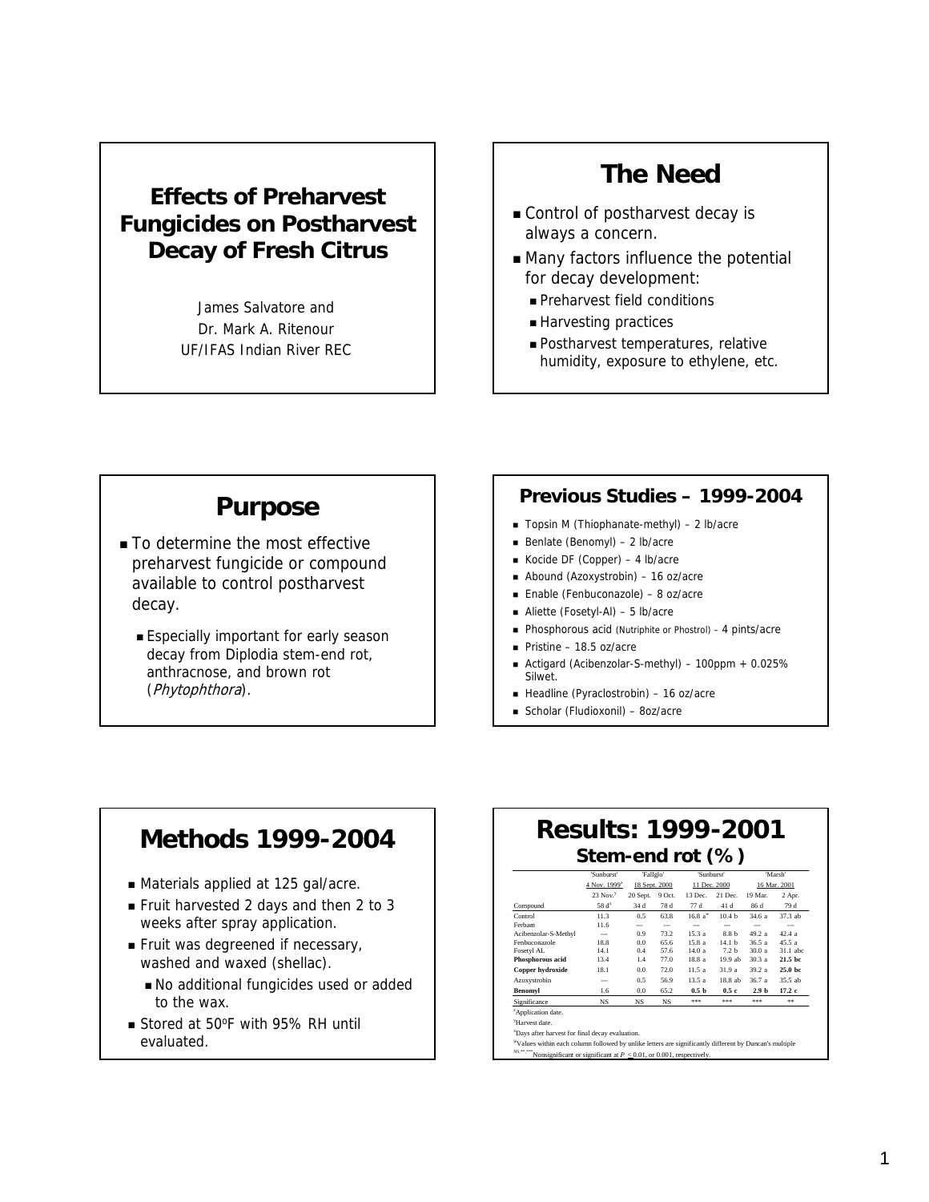# Effects of Preharvest Fungicides on Postharvest Decay of Fresh Citrus

James Salvatore and
Dr. Mark A. Ritenour
UF/IFAS Indian River REC

## The Need

- Control of postharvest decay is always a concern.
- Many factors influence the potential for decay development:
  - Preharvest field conditions
  - Harvesting practices
  - Postharvest temperatures, relative humidity, exposure to ethylene, etc.

## Purpose

- To determine the most effective preharvest fungicide or compound available to control postharvest decay.
  - Especially important for early season decay from Diplodia stem-end rot, anthracnose, and brown rot (*Phytophthora*).

## Previous Studies – 1999-2004

- Topsin M (Thiophanate-methyl) – 2 lb/acre
- Benlate (Benomyl) – 2 lb/acre
- Kocide DF (Copper) – 4 lb/acre
- Abound (Azoxystrobin) – 16 oz/acre
- Enable (Fenbuconazole) – 8 oz/acre
- Aliette (Fosetyl-Al) – 5 lb/acre
- Phosphorous acid (Nutriphite or Phostrol) – 4 pints/acre
- Pristine – 18.5 oz/acre
- Actigard (Acibenzolar-S-methyl) – 100ppm + 0.025% Silwet.
- Headline (Pyraclostrobin) – 16 oz/acre
- Scholar (Fludioxonil) – 8oz/acre

## Methods 1999-2004

- Materials applied at 125 gal/acre.
- Fruit harvested 2 days and then 2 to 3 weeks after spray application.
- Fruit was degreened if necessary, washed and waxed (shellac).
  - No additional fungicides used or added to the wax.
- Stored at 50ºF with 95% RH until evaluated.

## Results: 1999-2001

### Stem-end rot (%)

| | 'Sunburst' | 'Fallglo' | | 'Sunburst' | | 'Marsh' | |
|---|---|---|---|---|---|---|---|
| | 4 Nov. 1999[z] | 18 Sept. 2000 | | 11 Dec. 2000 | | 16 Mar. 2001 | |
| | 23 Nov.[y] | 20 Sept. | 9 Oct. | 13 Dec. | 21 Dec. | 19 Mar. | 2 Apr. |
| Compound | 58 d[x] | 34 d | 78 d | 77 d | 41 d | 86 d | 79 d |
| Control | 11.3 | 0.5 | 63.8 | 16.8 a[w] | 10.4 b | 34.6 a | 37.3 ab |
| Ferbam | 11.6 | --- | --- | --- | --- | --- | --- |
| Acibenzolar-S-Methyl | --- | 0.9 | 73.2 | 15.3 a | 8.8 b | 49.2 a | 42.4 a |
| Fenbuconazole | 18.8 | 0.0 | 65.6 | 15.8 a | 14.1 b | 36.5 a | 45.5 a |
| Fosetyl AL | 14.1 | 0.4 | 57.6 | 14.0 a | 7.2 b | 30.0 a | 31.1 abc |
| **Phosphorous acid** | 13.4 | 1.4 | 77.0 | 18.8 a | 19.9 ab | 30.3 a | **21.5 bc** |
| **Copper hydroxide** | 18.1 | 0.0 | 72.0 | 11.5 a | 31.9 a | 39.2 a | **25.0 bc** |
| Azoxystrobin | --- | 0.5 | 56.9 | 13.5 a | 18.8 ab | 36.7 a | 35.5 ab |
| **Benomyl** | 1.6 | 0.0 | 65.2 | **0.5 b** | **0.5 c** | **2.9 b** | **17.2 c** |
| Significance | NS | NS | NS | *** | *** | *** | ** |

[z]Application date.
[y]Harvest date.
[x]Days after harvest for final decay evaluation.
[w]Values within each column followed by unlike letters are significantly different by Duncan's multiple
[NS,**,***]Nonsignificant or significant at $P \leq 0.01$, or 0.001, respectively.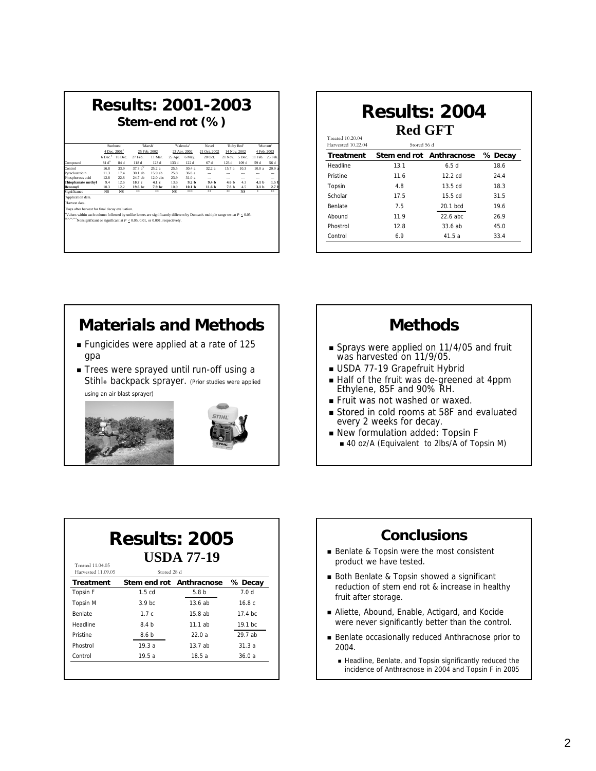# Results: 2001-2003

## Stem-end rot (%)

| | 'Sunburst' | | 'Marsh' | | 'Valencia' | | Navel | 'Ruby Red' | | 'Murcott' | |
|---|---|---|---|---|---|---|---|---|---|---|---|
| | 4 Dec. 2001[z] | | 25 Feb. 2002 | | 23 Apr. 2002 | | 21 Oct. 2002 | 14 Nov. 2002 | | 4 Feb. 2003 | |
| | 6 Dec.[y] | 18 Dec. | 27 Feb. | 11 Mar. | 25 Apr. | 6 May. | 28 Oct. | 21 Nov. | 5 Dec. | 11 Feb. | 25 Feb. |
| Compound | 81 d[x] | 84 d | 118 d | 123 d | 133 d | 122 d | 67 d | 123 d | 109 d | 59 d | 56 d |
| Control | 16.8 | 33.9 | 37.3 a[w] | 25.2 a | 25.5 | 30.4 a | 32.2 a | 15.7 a | 10.3 | 10.0 a | 20.9 a |
| Pyraclostrobin | 11.3 | 17.4 | 30.1 ab | 15.9 ab | 25.8 | 36.8 a | --- | --- | --- | --- | --- |
| Phosphorous acid | 12.8 | 22.8 | 24.7 ab | 12.0 abc | 23.9 | 31.0 a | --- | --- | --- | --- | --- |
| **Thiophanate methyl** | 9.4 | 12.6 | **10.7 c** | **4.1 c** | 13.6 | **9.2 b** | **9.4 b** | **4.6 b** | 4.3 | **4.1 b** | **1.5 b** |
| **Benomyl** | 10.3 | 12.2 | **19.6 bc** | **7.9 bc** | 10.9 | **10.1 b** | **11.6 b** | **7.8 b** | 4.5 | **3.1 b** | **2.7 b** |
| Significance | NS | NS | ** | ** | NS | *** | ** | ** | NS | * | ** |

[z]Application date.

[y]Harvest date.

[x]Days after harvest for final decay evaluation.

[w]Values within each column followed by unlike letters are significantly different by Duncan's multiple range test at $P \leq 0.05$.

NS,*,**,***Nonsignificant or significant at $P \leq 0.05$, 0.01, or 0.001, respectively.

# Results: 2004

## Red GFT

Treated 10.20.04
Harvested 10.22.04

Stored 56 d

| Treatment | Stem end rot | Anthracnose | % Decay |
|---|---|---|---|
| Headline | 13.1 | 6.5 d | 18.6 |
| Pristine | 11.6 | 12.2 cd | 24.4 |
| Topsin | 4.8 | 13.5 cd | 18.3 |
| Scholar | 17.5 | 15.5 cd | 31.5 |
| Benlate | 7.5 | 20.1 bcd | 19.6 |
| Abound | 11.9 | 22.6 abc | 26.9 |
| Phostrol | 12.8 | 33.6 ab | 45.0 |
| Control | 6.9 | 41.5 a | 33.4 |

# Materials and Methods

- Fungicides were applied at a rate of 125 gpa
- Trees were sprayed until run-off using a Stihl® backpack sprayer. (Prior studies were applied using an air blast sprayer)

# Methods

- Sprays were applied on 11/4/05 and fruit was harvested on 11/9/05.
- USDA 77-19 Grapefruit Hybrid
- Half of the fruit was de-greened at 4ppm Ethylene, 85F and 90% RH.
- Fruit was not washed or waxed.
- Stored in cold rooms at 58F and evaluated every 2 weeks for decay.
- New formulation added: Topsin F
  - 40 oz/A (Equivalent to 2lbs/A of Topsin M)

# Results: 2005

## USDA 77-19

Treated 11.04.05
Harvested 11.09.05

Stored 28 d

| Treatment | Stem end rot | Anthracnose | % Decay |
|---|---|---|---|
| Topsin F | 1.5 cd | 5.8 b | 7.0 d |
| Topsin M | 3.9 bc | 13.6 ab | 16.8 c |
| Benlate | 1.7 c | 15.8 ab | 17.4 bc |
| Headline | 8.4 b | 11.1 ab | 19.1 bc |
| Pristine | 8.6 b | 22.0 a | 29.7 ab |
| Phostrol | 19.3 a | 13.7 ab | 31.3 a |
| Control | 19.5 a | 18.5 a | 36.0 a |

# Conclusions

- Benlate & Topsin were the most consistent product we have tested.
- Both Benlate & Topsin showed a significant reduction of stem end rot & increase in healthy fruit after storage.
- Aliette, Abound, Enable, Actigard, and Kocide were never significantly better than the control.
- Benlate occasionally reduced Anthracnose prior to 2004.
  - Headline, Benlate, and Topsin significantly reduced the incidence of Anthracnose in 2004 and Topsin F in 2005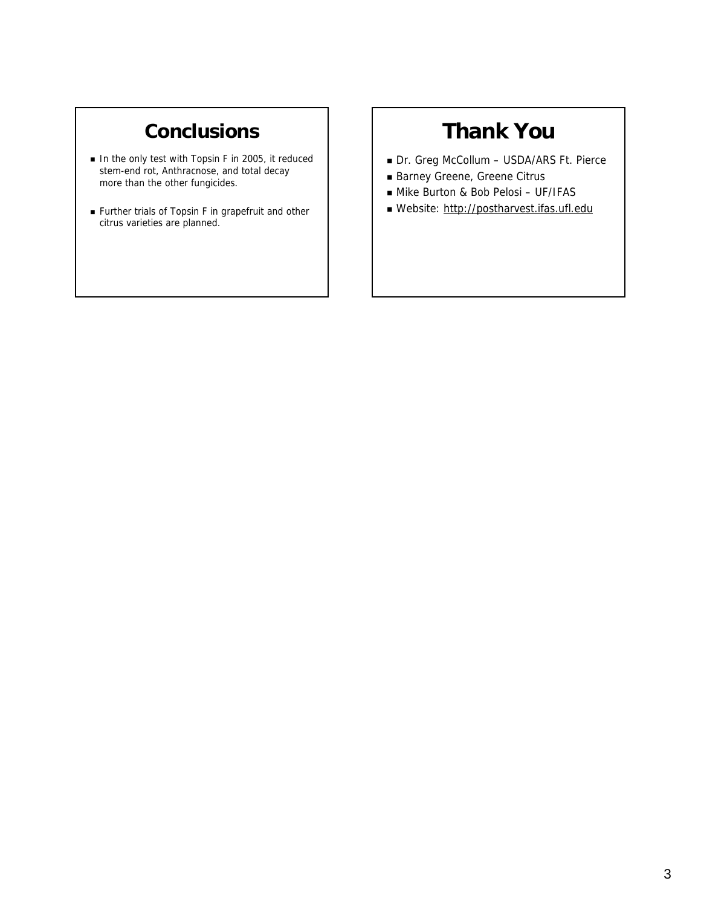## Conclusions

- In the only test with Topsin F in 2005, it reduced stem-end rot, Anthracnose, and total decay more than the other fungicides.
- Further trials of Topsin F in grapefruit and other citrus varieties are planned.

## Thank You

- Dr. Greg McCollum – USDA/ARS Ft. Pierce
- Barney Greene, Greene Citrus
- Mike Burton & Bob Pelosi – UF/IFAS
- Website: http://postharvest.ifas.ufl.edu